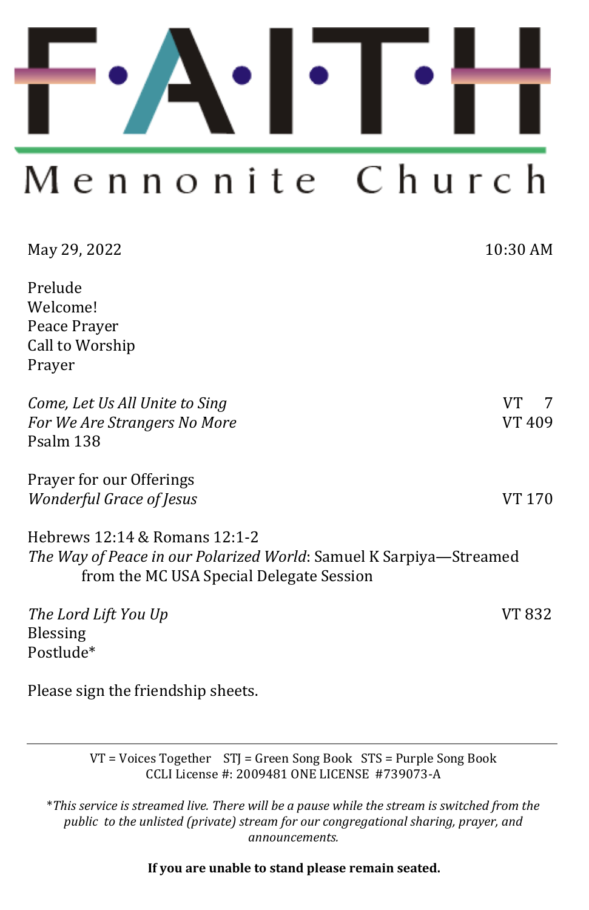# F·A·I·T·H

## Mennonite Church

May 29, 2022 — 10:30 AM

Prelude
Welcome!
Peace Prayer
Call to Worship
Prayer

| | |
|---|---|
| *Come, Let Us All Unite to Sing* | VT 7 |
| *For We Are Strangers No More* | VT 409 |
| Psalm 138 | |

| | |
|---|---|
| Prayer for our Offerings | |
| *Wonderful Grace of Jesus* | VT 170 |

Hebrews 12:14 & Romans 12:1-2
*The Way of Peace in our Polarized World*: Samuel K Sarpiya—Streamed from the MC USA Special Delegate Session

| | |
|---|---|
| *The Lord Lift You Up* | VT 832 |
| Blessing | |
| Postlude* | |

Please sign the friendship sheets.

---

VT = Voices Together STJ = Green Song Book STS = Purple Song Book
CCLI License #: 2009481 ONE LICENSE #739073-A

**This service is streamed live. There will be a pause while the stream is switched from the public to the unlisted (private) stream for our congregational sharing, prayer, and announcements.*

**If you are unable to stand please remain seated.**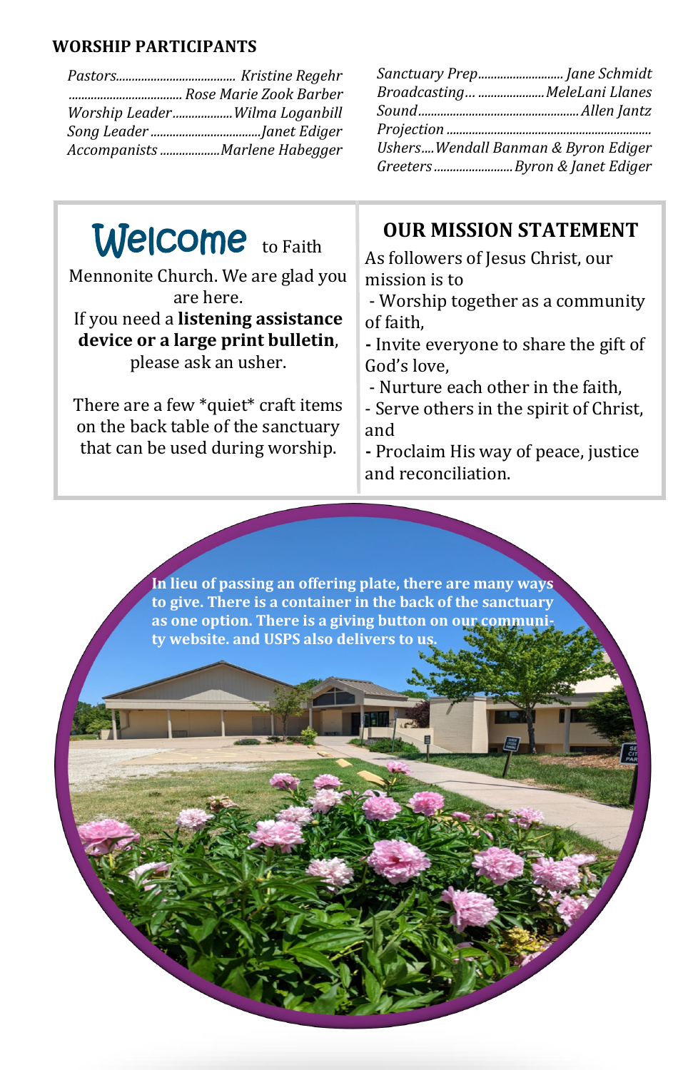## WORSHIP PARTICIPANTS

*Pastors*.................................... *Kristine Regehr*
.................................... *Rose Marie Zook Barber*
*Worship Leader*.................. *Wilma Loganbill*
*Song Leader*.................................. *Janet Ediger*
*Accompanists*.................. *Marlene Habegger*

*Sanctuary Prep*.......................... *Jane Schmidt*
*Broadcasting*… ..................... *MeleLani Llanes*
*Sound*................................................. *Allen Jantz*
*Projection* ...............................................................
*Ushers*.... *Wendall Banman & Byron Ediger*
*Greeters*........................ *Byron & Janet Ediger*

**Welcome** to Faith Mennonite Church. We are glad you are here.
If you need a **listening assistance device or a large print bulletin**, please ask an usher.

There are a few *quiet* craft items on the back table of the sanctuary that can be used during worship.

## OUR MISSION STATEMENT

As followers of Jesus Christ, our mission is to

- Worship together as a community of faith,
- Invite everyone to share the gift of God's love,
- Nurture each other in the faith,
- Serve others in the spirit of Christ, and
- Proclaim His way of peace, justice and reconciliation.

**In lieu of passing an offering plate, there are many ways to give. There is a container in the back of the sanctuary as one option. There is a giving button on our community website. and USPS also delivers to us.**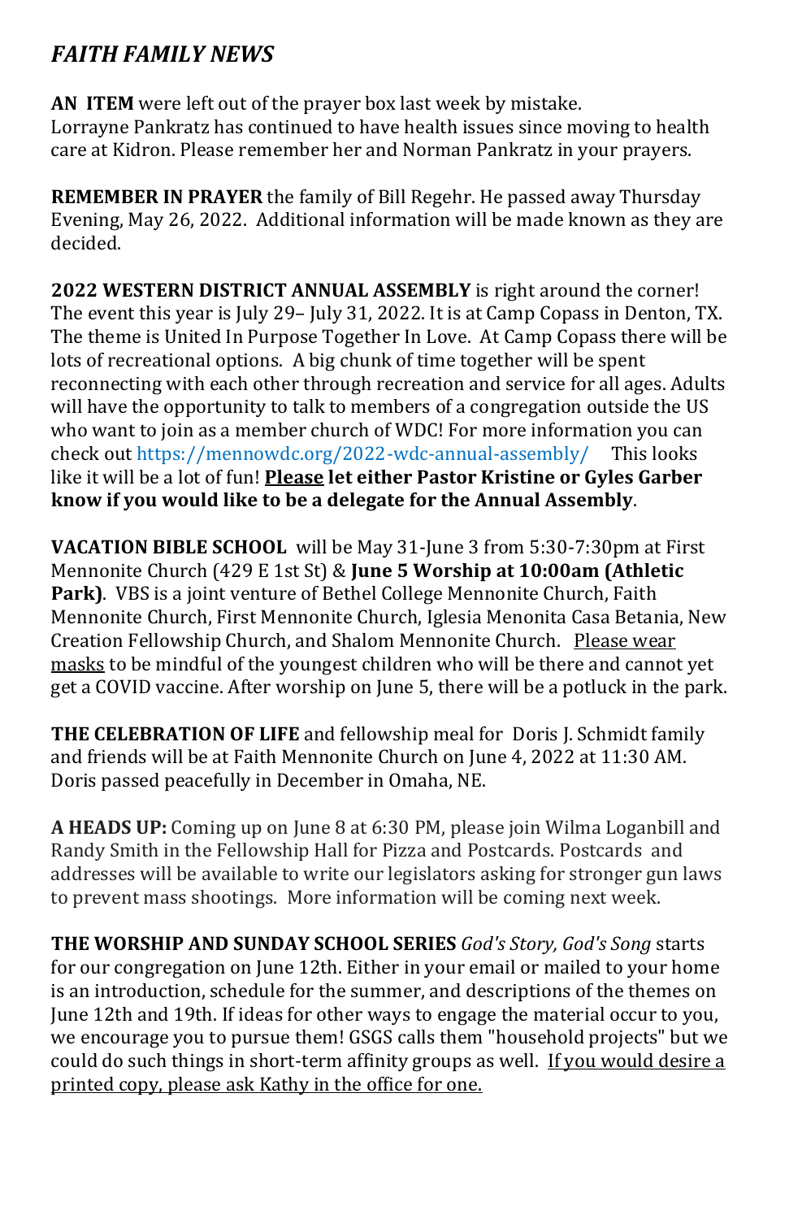## *FAITH FAMILY NEWS*

**AN ITEM** were left out of the prayer box last week by mistake.
Lorrayne Pankratz has continued to have health issues since moving to health care at Kidron. Please remember her and Norman Pankratz in your prayers.

**REMEMBER IN PRAYER** the family of Bill Regehr. He passed away Thursday Evening, May 26, 2022. Additional information will be made known as they are decided.

**2022 WESTERN DISTRICT ANNUAL ASSEMBLY** is right around the corner! The event this year is July 29– July 31, 2022. It is at Camp Copass in Denton, TX. The theme is United In Purpose Together In Love. At Camp Copass there will be lots of recreational options. A big chunk of time together will be spent reconnecting with each other through recreation and service for all ages. Adults will have the opportunity to talk to members of a congregation outside the US who want to join as a member church of WDC! For more information you can check out https://mennowdc.org/2022-wdc-annual-assembly/ This looks like it will be a lot of fun! **<u>Please</u> let either Pastor Kristine or Gyles Garber know if you would like to be a delegate for the Annual Assembly**.

**VACATION BIBLE SCHOOL** will be May 31-June 3 from 5:30-7:30pm at First Mennonite Church (429 E 1st St) & **June 5 Worship at 10:00am (Athletic Park)**. VBS is a joint venture of Bethel College Mennonite Church, Faith Mennonite Church, First Mennonite Church, Iglesia Menonita Casa Betania, New Creation Fellowship Church, and Shalom Mennonite Church. <u>Please wear masks</u> to be mindful of the youngest children who will be there and cannot yet get a COVID vaccine. After worship on June 5, there will be a potluck in the park.

**THE CELEBRATION OF LIFE** and fellowship meal for Doris J. Schmidt family and friends will be at Faith Mennonite Church on June 4, 2022 at 11:30 AM. Doris passed peacefully in December in Omaha, NE.

**A HEADS UP:** Coming up on June 8 at 6:30 PM, please join Wilma Loganbill and Randy Smith in the Fellowship Hall for Pizza and Postcards. Postcards and addresses will be available to write our legislators asking for stronger gun laws to prevent mass shootings. More information will be coming next week.

**THE WORSHIP AND SUNDAY SCHOOL SERIES** *God's Story, God's Song* starts for our congregation on June 12th. Either in your email or mailed to your home is an introduction, schedule for the summer, and descriptions of the themes on June 12th and 19th. If ideas for other ways to engage the material occur to you, we encourage you to pursue them! GSGS calls them "household projects" but we could do such things in short-term affinity groups as well. <u>If you would desire a printed copy, please ask Kathy in the office for one.</u>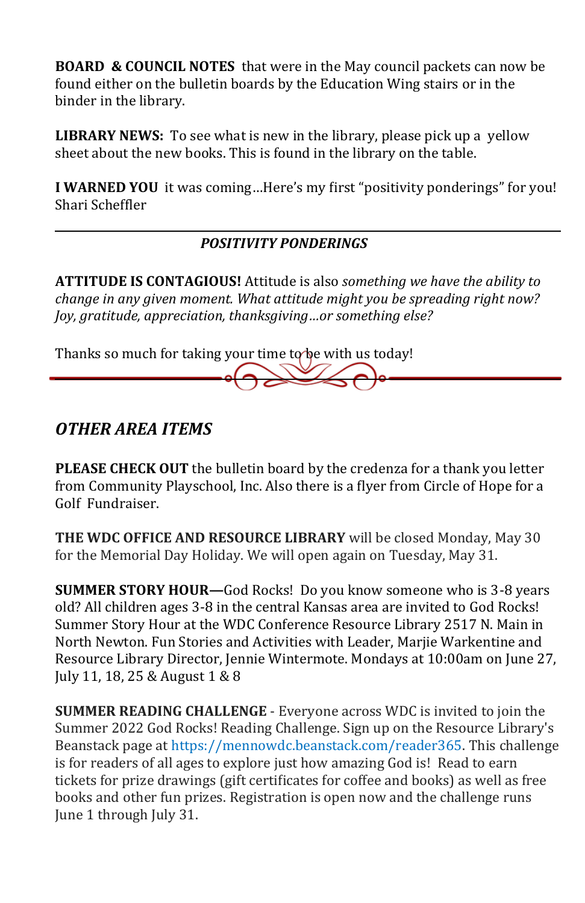**BOARD & COUNCIL NOTES** that were in the May council packets can now be found either on the bulletin boards by the Education Wing stairs or in the binder in the library.

**LIBRARY NEWS:** To see what is new in the library, please pick up a yellow sheet about the new books. This is found in the library on the table.

**I WARNED YOU** it was coming…Here's my first "positivity ponderings" for you! Shari Scheffler

---

***POSITIVITY PONDERINGS***

**ATTITUDE IS CONTAGIOUS!** Attitude is also *something we have the ability to change in any given moment. What attitude might you be spreading right now? Joy, gratitude, appreciation, thanksgiving…or something else?*

Thanks so much for taking your time to be with us today!

---

## *OTHER AREA ITEMS*

**PLEASE CHECK OUT** the bulletin board by the credenza for a thank you letter from Community Playschool, Inc. Also there is a flyer from Circle of Hope for a Golf Fundraiser.

**THE WDC OFFICE AND RESOURCE LIBRARY** will be closed Monday, May 30 for the Memorial Day Holiday. We will open again on Tuesday, May 31.

**SUMMER STORY HOUR—**God Rocks! Do you know someone who is 3-8 years old? All children ages 3-8 in the central Kansas area are invited to God Rocks! Summer Story Hour at the WDC Conference Resource Library 2517 N. Main in North Newton. Fun Stories and Activities with Leader, Marjie Warkentine and Resource Library Director, Jennie Wintermote. Mondays at 10:00am on June 27, July 11, 18, 25 & August 1 & 8

**SUMMER READING CHALLENGE** - Everyone across WDC is invited to join the Summer 2022 God Rocks! Reading Challenge. Sign up on the Resource Library's Beanstack page at https://mennowdc.beanstack.com/reader365. This challenge is for readers of all ages to explore just how amazing God is! Read to earn tickets for prize drawings (gift certificates for coffee and books) as well as free books and other fun prizes. Registration is open now and the challenge runs June 1 through July 31.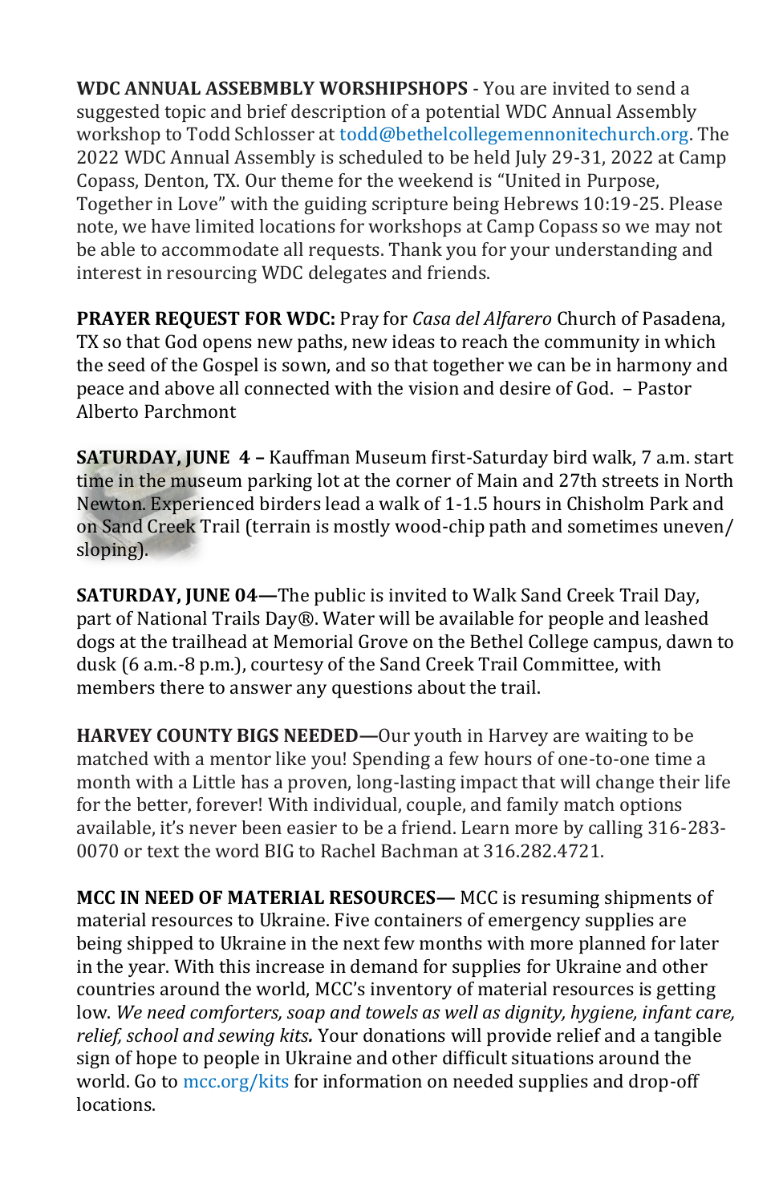**WDC ANNUAL ASSEBMBLY WORSHIPSHOPS** - You are invited to send a suggested topic and brief description of a potential WDC Annual Assembly workshop to Todd Schlosser at todd@bethelcollegemennonitechurch.org. The 2022 WDC Annual Assembly is scheduled to be held July 29-31, 2022 at Camp Copass, Denton, TX. Our theme for the weekend is "United in Purpose, Together in Love" with the guiding scripture being Hebrews 10:19-25. Please note, we have limited locations for workshops at Camp Copass so we may not be able to accommodate all requests. Thank you for your understanding and interest in resourcing WDC delegates and friends.

**PRAYER REQUEST FOR WDC:** Pray for *Casa del Alfarero* Church of Pasadena, TX so that God opens new paths, new ideas to reach the community in which the seed of the Gospel is sown, and so that together we can be in harmony and peace and above all connected with the vision and desire of God. – Pastor Alberto Parchmont

**SATURDAY, JUNE 4 –** Kauffman Museum first-Saturday bird walk, 7 a.m. start time in the museum parking lot at the corner of Main and 27th streets in North Newton. Experienced birders lead a walk of 1-1.5 hours in Chisholm Park and on Sand Creek Trail (terrain is mostly wood-chip path and sometimes uneven/ sloping).

**SATURDAY, JUNE 04—**The public is invited to Walk Sand Creek Trail Day, part of National Trails Day®. Water will be available for people and leashed dogs at the trailhead at Memorial Grove on the Bethel College campus, dawn to dusk (6 a.m.-8 p.m.), courtesy of the Sand Creek Trail Committee, with members there to answer any questions about the trail.

**HARVEY COUNTY BIGS NEEDED—**Our youth in Harvey are waiting to be matched with a mentor like you! Spending a few hours of one-to-one time a month with a Little has a proven, long-lasting impact that will change their life for the better, forever! With individual, couple, and family match options available, it's never been easier to be a friend. Learn more by calling 316-283-0070 or text the word BIG to Rachel Bachman at 316.282.4721.

**MCC IN NEED OF MATERIAL RESOURCES—** MCC is resuming shipments of material resources to Ukraine. Five containers of emergency supplies are being shipped to Ukraine in the next few months with more planned for later in the year. With this increase in demand for supplies for Ukraine and other countries around the world, MCC's inventory of material resources is getting low. *We need comforters, soap and towels as well as dignity, hygiene, infant care, relief, school and sewing kits.* Your donations will provide relief and a tangible sign of hope to people in Ukraine and other difficult situations around the world. Go to mcc.org/kits for information on needed supplies and drop-off locations.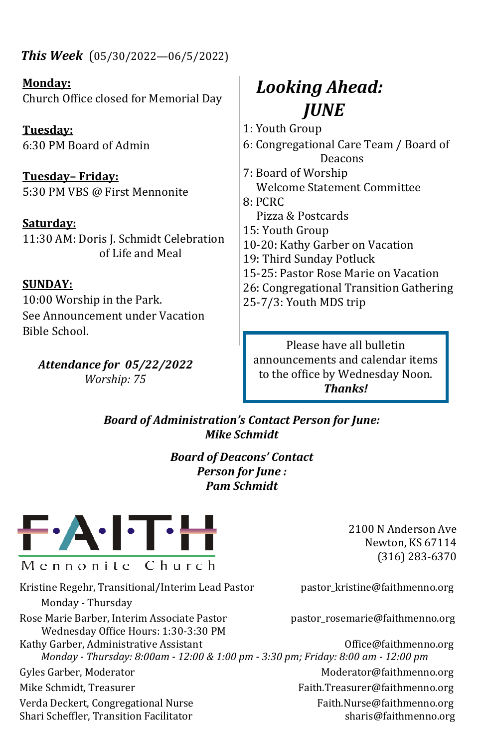***This Week*** (05/30/2022—06/5/2022)

**Monday:**
Church Office closed for Memorial Day

**Tuesday:**
6:30 PM Board of Admin

**Tuesday– Friday:**
5:30 PM VBS @ First Mennonite

**Saturday:**
11:30 AM: Doris J. Schmidt Celebration of Life and Meal

**SUNDAY:**
10:00 Worship in the Park.
See Announcement under Vacation Bible School.

***Attendance for 05/22/2022***
*Worship: 75*

## *Looking Ahead: JUNE*

1: Youth Group
6: Congregational Care Team / Board of Deacons
7: Board of Worship
Welcome Statement Committee
8: PCRC
Pizza & Postcards
15: Youth Group
10-20: Kathy Garber on Vacation
19: Third Sunday Potluck
15-25: Pastor Rose Marie on Vacation
26: Congregational Transition Gathering
25-7/3: Youth MDS trip

Please have all bulletin announcements and calendar items to the office by Wednesday Noon. ***Thanks!***

***Board of Administration's Contact Person for June: Mike Schmidt***

***Board of Deacons' Contact Person for June : Pam Schmidt***

FAITH Mennonite Church

2100 N Anderson Ave
Newton, KS 67114
(316) 283-6370

Kristine Regehr, Transitional/Interim Lead Pastor — pastor_kristine@faithmenno.org
Monday - Thursday

Rose Marie Barber, Interim Associate Pastor — pastor_rosemarie@faithmenno.org
Wednesday Office Hours: 1:30-3:30 PM

Kathy Garber, Administrative Assistant — Office@faithmenno.org
*Monday - Thursday: 8:00am - 12:00 & 1:00 pm - 3:30 pm; Friday: 8:00 am - 12:00 pm*

Gyles Garber, Moderator — Moderator@faithmenno.org

Mike Schmidt, Treasurer — Faith.Treasurer@faithmenno.org

Verda Deckert, Congregational Nurse — Faith.Nurse@faithmenno.org

Shari Scheffler, Transition Facilitator — sharis@faithmenno.org